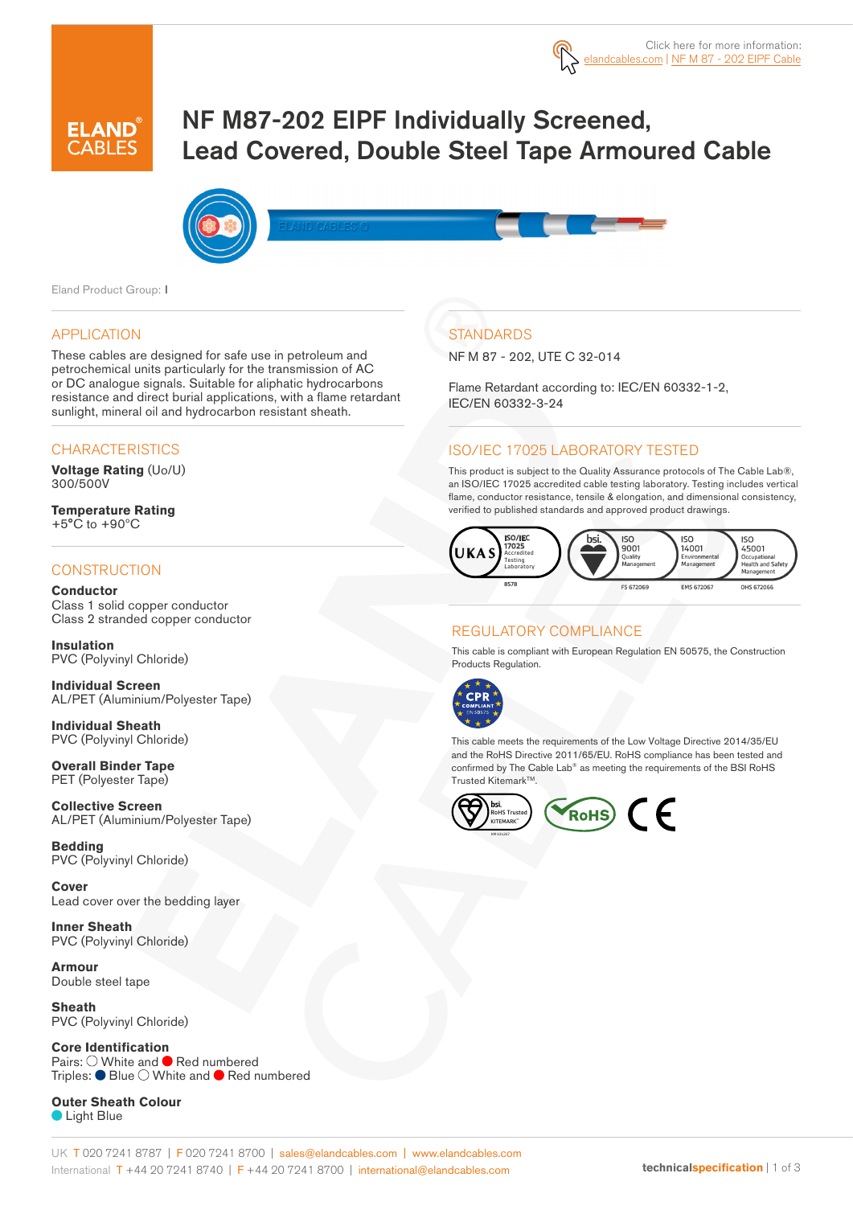Click here for more information: elandcables.com | NF M 87 - 202 EIPF Cable

# NF M87-202 EIPF Individually Screened, Lead Covered, Double Steel Tape Armoured Cable

Eland Product Group: I

## APPLICATION

These cables are designed for safe use in petroleum and petrochemical units particularly for the transmission of AC or DC analogue signals. Suitable for aliphatic hydrocarbons resistance and direct burial applications, with a flame retardant sunlight, mineral oil and hydrocarbon resistant sheath.

## CHARACTERISTICS

**Voltage Rating** (Uo/U)
300/500V

**Temperature Rating**
+5°C to +90°C

## CONSTRUCTION

**Conductor**
Class 1 solid copper conductor
Class 2 stranded copper conductor

**Insulation**
PVC (Polyvinyl Chloride)

**Individual Screen**
AL/PET (Aluminium/Polyester Tape)

**Individual Sheath**
PVC (Polyvinyl Chloride)

**Overall Binder Tape**
PET (Polyester Tape)

**Collective Screen**
AL/PET (Aluminium/Polyester Tape)

**Bedding**
PVC (Polyvinyl Chloride)

**Cover**
Lead cover over the bedding layer

**Inner Sheath**
PVC (Polyvinyl Chloride)

**Armour**
Double steel tape

**Sheath**
PVC (Polyvinyl Chloride)

**Core Identification**
Pairs: White and Red numbered
Triples: Blue White and Red numbered

**Outer Sheath Colour**
Light Blue

## STANDARDS

NF M 87 - 202, UTE C 32-014

Flame Retardant according to: IEC/EN 60332-1-2, IEC/EN 60332-3-24

## ISO/IEC 17025 LABORATORY TESTED

This product is subject to the Quality Assurance protocols of The Cable Lab®, an ISO/IEC 17025 accredited cable testing laboratory. Testing includes vertical flame, conductor resistance, tensile & elongation, and dimensional consistency, verified to published standards and approved product drawings.

UKAS ISO/IEC 17025 Accredited Testing Laboratory 8578 | bsi. ISO 9001 Quality Management FS 672069 | ISO 14001 Environmental Management EMS 672067 | ISO 45001 Occupational Health and Safety Management OHS 672066

## REGULATORY COMPLIANCE

This cable is compliant with European Regulation EN 50575, the Construction Products Regulation.

CPR COMPLIANT EN 50575

This cable meets the requirements of the Low Voltage Directive 2014/35/EU and the RoHS Directive 2011/65/EU. RoHS compliance has been tested and confirmed by The Cable Lab® as meeting the requirements of the BSI RoHS Trusted Kitemark™.

bsi. RoHS Trusted KITEMARK | RoHS | CE

UK T 020 7241 8787 | F 020 7241 8700 | sales@elandcables.com | www.elandcables.com
International T +44 20 7241 8740 | F +44 20 7241 8700 | international@elandcables.com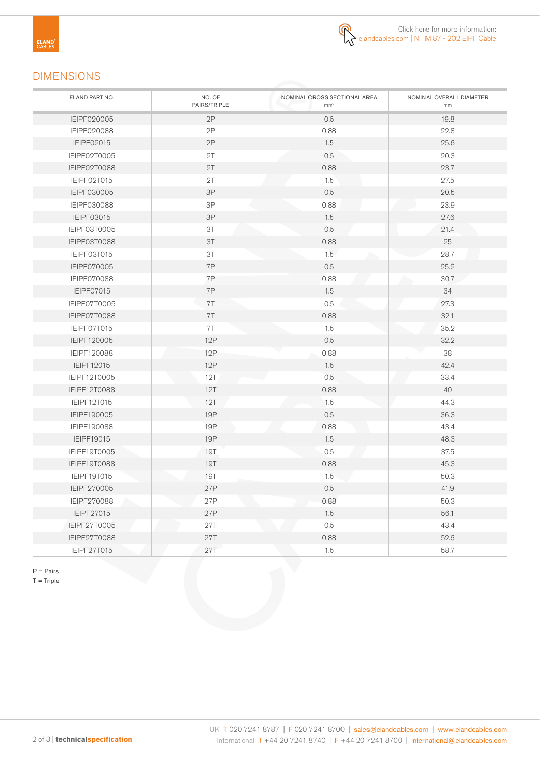Click here for more information: elandcables.com | NF M 87 - 202 EIPF Cable

## DIMENSIONS

| ELAND PART NO. | NO. OF PAIRS/TRIPLE | NOMINAL CROSS SECTIONAL AREA $mm^2$ | NOMINAL OVERALL DIAMETER mm |
|---|---|---|---|
| IEIPF020005 | 2P | 0.5 | 19.8 |
| IEIPF020088 | 2P | 0.88 | 22.8 |
| IEIPF02015 | 2P | 1.5 | 25.6 |
| IEIPF02T0005 | 2T | 0.5 | 20.3 |
| IEIPF02T0088 | 2T | 0.88 | 23.7 |
| IEIPF02T015 | 2T | 1.5 | 27.5 |
| IEIPF030005 | 3P | 0.5 | 20.5 |
| IEIPF030088 | 3P | 0.88 | 23.9 |
| IEIPF03015 | 3P | 1.5 | 27.6 |
| IEIPF03T0005 | 3T | 0.5 | 21.4 |
| IEIPF03T0088 | 3T | 0.88 | 25 |
| IEIPF03T015 | 3T | 1.5 | 28.7 |
| IEIPF070005 | 7P | 0.5 | 25.2 |
| IEIPF070088 | 7P | 0.88 | 30.7 |
| IEIPF07015 | 7P | 1.5 | 34 |
| IEIPF07T0005 | 7T | 0.5 | 27.3 |
| IEIPF07T0088 | 7T | 0.88 | 32.1 |
| IEIPF07T015 | 7T | 1.5 | 35.2 |
| IEIPF120005 | 12P | 0.5 | 32.2 |
| IEIPF120088 | 12P | 0.88 | 38 |
| IEIPF12015 | 12P | 1.5 | 42.4 |
| IEIPF12T0005 | 12T | 0.5 | 33.4 |
| IEIPF12T0088 | 12T | 0.88 | 40 |
| IEIPF12T015 | 12T | 1.5 | 44.3 |
| IEIPF190005 | 19P | 0.5 | 36.3 |
| IEIPF190088 | 19P | 0.88 | 43.4 |
| IEIPF19015 | 19P | 1.5 | 48.3 |
| IEIPF19T0005 | 19T | 0.5 | 37.5 |
| IEIPF19T0088 | 19T | 0.88 | 45.3 |
| IEIPF19T015 | 19T | 1.5 | 50.3 |
| IEIPF270005 | 27P | 0.5 | 41.9 |
| IEIPF270088 | 27P | 0.88 | 50.3 |
| IEIPF27015 | 27P | 1.5 | 56.1 |
| IEIPF27T0005 | 27T | 0.5 | 43.4 |
| IEIPF27T0088 | 27T | 0.88 | 52.6 |
| IEIPF27T015 | 27T | 1.5 | 58.7 |

P = Pairs
T = Triple

UK T 020 7241 8787 | F 020 7241 8700 | sales@elandcables.com | www.elandcables.com
International T +44 20 7241 8740 | F +44 20 7241 8700 | international@elandcables.com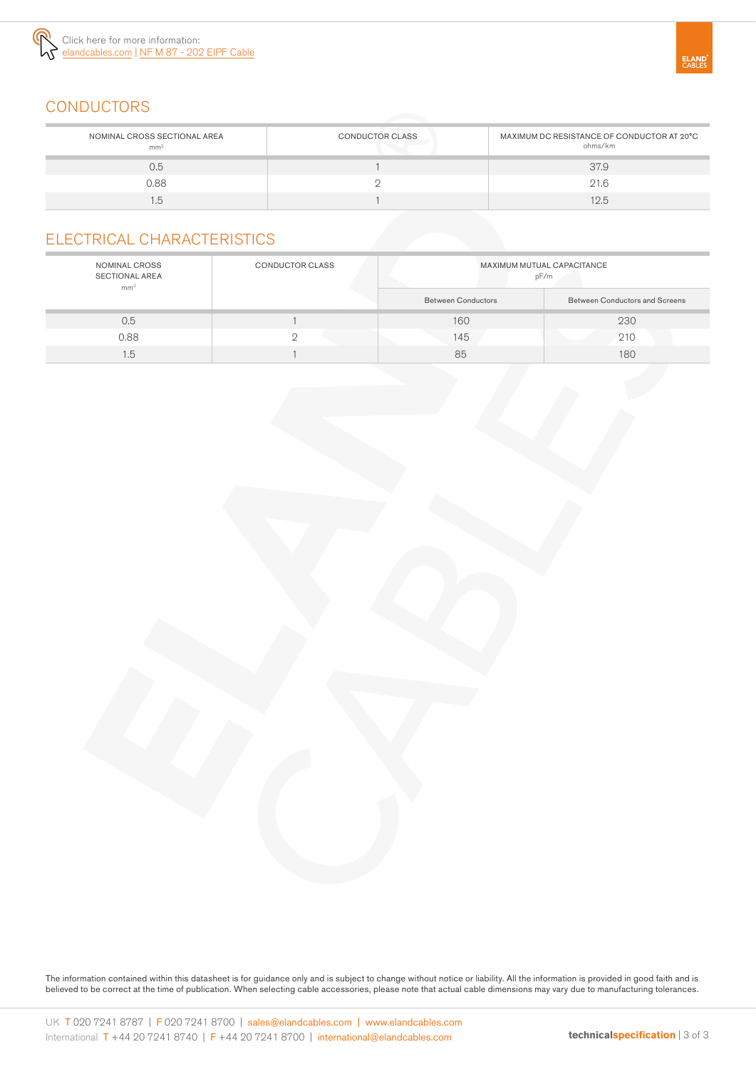Click here for more information:
elandcables.com | NF M 87 - 202 EIPF Cable

## CONDUCTORS

| NOMINAL CROSS SECTIONAL AREA mm² | CONDUCTOR CLASS | MAXIMUM DC RESISTANCE OF CONDUCTOR AT 20°C ohms/km |
|---|---|---|
| 0.5 | 1 | 37.9 |
| 0.88 | 2 | 21.6 |
| 1.5 | 1 | 12.5 |

## ELECTRICAL CHARACTERISTICS

| NOMINAL CROSS SECTIONAL AREA mm² | CONDUCTOR CLASS | MAXIMUM MUTUAL CAPACITANCE pF/m | |
|---|---|---|---|
| | | Between Conductors | Between Conductors and Screens |
| 0.5 | 1 | 160 | 230 |
| 0.88 | 2 | 145 | 210 |
| 1.5 | 1 | 85 | 180 |

The information contained within this datasheet is for guidance only and is subject to change without notice or liability. All the information is provided in good faith and is believed to be correct at the time of publication. When selecting cable accessories, please note that actual cable dimensions may vary due to manufacturing tolerances.

UK T 020 7241 8787 | F 020 7241 8700 | sales@elandcables.com | www.elandcables.com
International T +44 20 7241 8740 | F +44 20 7241 8700 | international@elandcables.com

technicalspecification